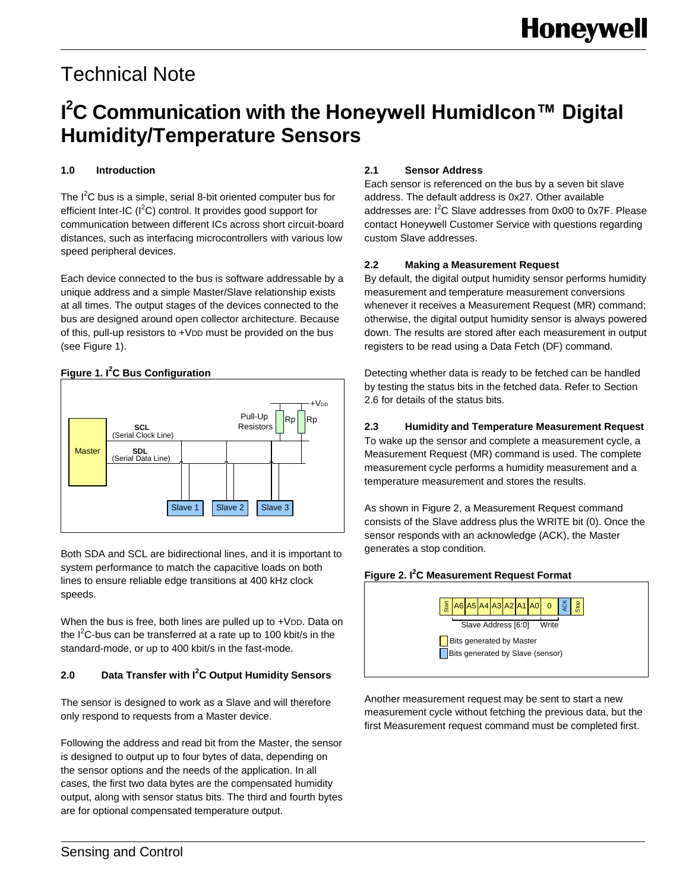# Technical Note

# I²C Communication with the Honeywell HumidIcon™ Digital Humidity/Temperature Sensors

### 1.0 Introduction

The I²C bus is a simple, serial 8-bit oriented computer bus for efficient Inter-IC (I²C) control. It provides good support for communication between different ICs across short circuit-board distances, such as interfacing microcontrollers with various low speed peripheral devices.

Each device connected to the bus is software addressable by a unique address and a simple Master/Slave relationship exists at all times. The output stages of the devices connected to the bus are designed around open collector architecture. Because of this, pull-up resistors to $+V_{DD}$ must be provided on the bus (see Figure 1).

**Figure 1. I²C Bus Configuration**

Both SDA and SCL are bidirectional lines, and it is important to system performance to match the capacitive loads on both lines to ensure reliable edge transitions at 400 kHz clock speeds.

When the bus is free, both lines are pulled up to $+V_{DD}$. Data on the I²C-bus can be transferred at a rate up to 100 kbit/s in the standard-mode, or up to 400 kbit/s in the fast-mode.

### 2.0 Data Transfer with I²C Output Humidity Sensors

The sensor is designed to work as a Slave and will therefore only respond to requests from a Master device.

Following the address and read bit from the Master, the sensor is designed to output up to four bytes of data, depending on the sensor options and the needs of the application. In all cases, the first two data bytes are the compensated humidity output, along with sensor status bits. The third and fourth bytes are for optional compensated temperature output.

### 2.1 Sensor Address

Each sensor is referenced on the bus by a seven bit slave address. The default address is 0x27. Other available addresses are: I²C Slave addresses from 0x00 to 0x7F. Please contact Honeywell Customer Service with questions regarding custom Slave addresses.

### 2.2 Making a Measurement Request

By default, the digital output humidity sensor performs humidity measurement and temperature measurement conversions whenever it receives a Measurement Request (MR) command; otherwise, the digital output humidity sensor is always powered down. The results are stored after each measurement in output registers to be read using a Data Fetch (DF) command.

Detecting whether data is ready to be fetched can be handled by testing the status bits in the fetched data. Refer to Section 2.6 for details of the status bits.

### 2.3 Humidity and Temperature Measurement Request

To wake up the sensor and complete a measurement cycle, a Measurement Request (MR) command is used. The complete measurement cycle performs a humidity measurement and a temperature measurement and stores the results.

As shown in Figure 2, a Measurement Request command consists of the Slave address plus the WRITE bit (0). Once the sensor responds with an acknowledge (ACK), the Master generates a stop condition.

**Figure 2. I²C Measurement Request Format**

Another measurement request may be sent to start a new measurement cycle without fetching the previous data, but the first Measurement request command must be completed first.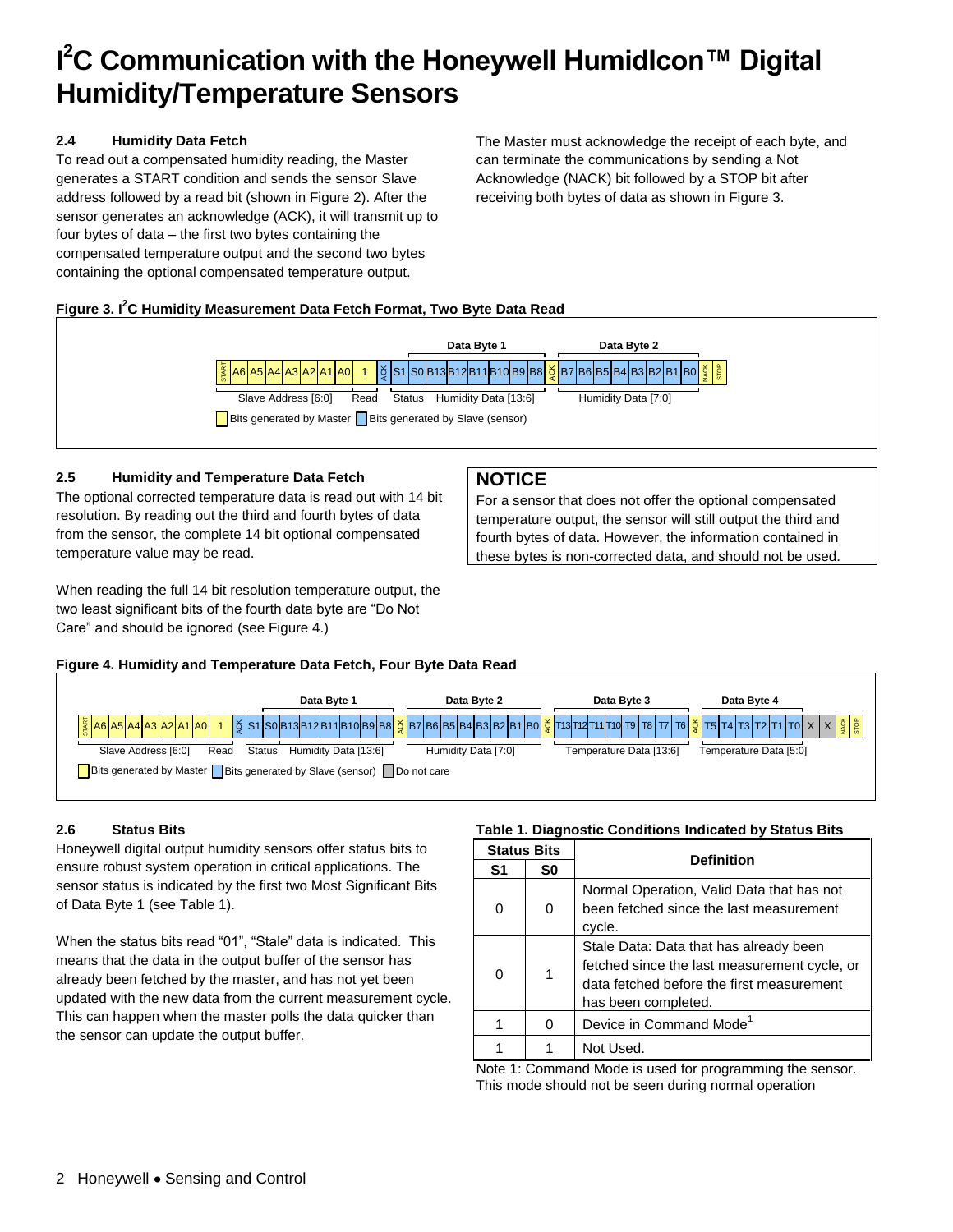# $I^2C$ Communication with the Honeywell HumidIcon™ Digital Humidity/Temperature Sensors

### 2.4 Humidity Data Fetch

To read out a compensated humidity reading, the Master generates a START condition and sends the sensor Slave address followed by a read bit (shown in Figure 2). After the sensor generates an acknowledge (ACK), it will transmit up to four bytes of data – the first two bytes containing the compensated temperature output and the second two bytes containing the optional compensated temperature output.

The Master must acknowledge the receipt of each byte, and can terminate the communications by sending a Not Acknowledge (NACK) bit followed by a STOP bit after receiving both bytes of data as shown in Figure 3.

**Figure 3. $I^2C$ Humidity Measurement Data Fetch Format, Two Byte Data Read**

| START | A6 | A5 | A4 | A3 | A2 | A1 | A0 | 1 | ACK | S1 | S0 | B13 | B12 | B11 | B10 | B9 | B8 | ACK | B7 | B6 | B5 | B4 | B3 | B2 | B1 | B0 | NACK | STOP |
|---|---|---|---|---|---|---|---|---|---|---|---|---|---|---|---|---|---|---|---|---|---|---|---|---|---|---|---|---|

Data Byte 1: Status, Humidity Data [13:6]; Data Byte 2: Humidity Data [7:0]. Slave Address [6:0], Read.

Bits generated by Master / Bits generated by Slave (sensor)

### 2.5 Humidity and Temperature Data Fetch

The optional corrected temperature data is read out with 14 bit resolution. By reading out the third and fourth bytes of data from the sensor, the complete 14 bit optional compensated temperature value may be read.

When reading the full 14 bit resolution temperature output, the two least significant bits of the fourth data byte are "Do Not Care" and should be ignored (see Figure 4.)

> **NOTICE**
>
> For a sensor that does not offer the optional compensated temperature output, the sensor will still output the third and fourth bytes of data. However, the information contained in these bytes is non-corrected data, and should not be used.

**Figure 4. Humidity and Temperature Data Fetch, Four Byte Data Read**

| START | A6 | A5 | A4 | A3 | A2 | A1 | A0 | 1 | ACK | S1 | S0 | B13 | B12 | B11 | B10 | B9 | B8 | ACK | B7 | B6 | B5 | B4 | B3 | B2 | B1 | B0 | ACK | T13 | T12 | T11 | T10 | T9 | T8 | T7 | T6 | ACK | T5 | T4 | T3 | T2 | T1 | T0 | X | X | NACK | STOP |
|---|---|---|---|---|---|---|---|---|---|---|---|---|---|---|---|---|---|---|---|---|---|---|---|---|---|---|---|---|---|---|---|---|---|---|---|---|---|---|---|---|---|---|---|---|---|---|

Data Byte 1: Status, Humidity Data [13:6]; Data Byte 2: Humidity Data [7:0]; Data Byte 3: Temperature Data [13:6]; Data Byte 4: Temperature Data [5:0]. Slave Address [6:0], Read.

Bits generated by Master / Bits generated by Slave (sensor) / Do not care

### 2.6 Status Bits

Honeywell digital output humidity sensors offer status bits to ensure robust system operation in critical applications. The sensor status is indicated by the first two Most Significant Bits of Data Byte 1 (see Table 1).

When the status bits read "01", "Stale" data is indicated. This means that the data in the output buffer of the sensor has already been fetched by the master, and has not yet been updated with the new data from the current measurement cycle. This can happen when the master polls the data quicker than the sensor can update the output buffer.

**Table 1. Diagnostic Conditions Indicated by Status Bits**

| Status Bits | | Definition |
|---|---|---|
| S1 | S0 | |
| 0 | 0 | Normal Operation, Valid Data that has not been fetched since the last measurement cycle. |
| 0 | 1 | Stale Data: Data that has already been fetched since the last measurement cycle, or data fetched before the first measurement has been completed. |
| 1 | 0 | Device in Command Mode[1] |
| 1 | 1 | Not Used. |

Note 1: Command Mode is used for programming the sensor. This mode should not be seen during normal operation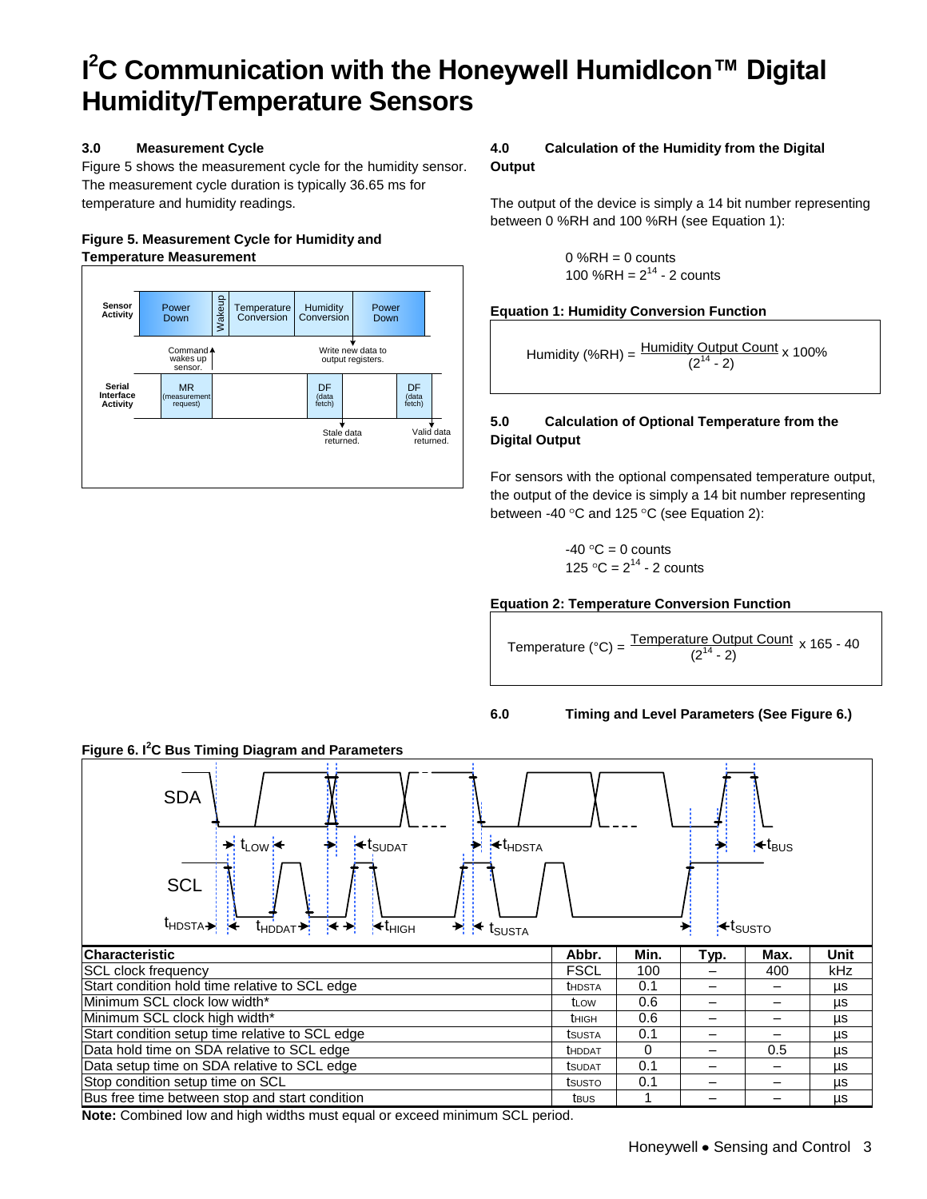# I²C Communication with the Honeywell HumidIcon™ Digital Humidity/Temperature Sensors

**3.0 Measurement Cycle**

Figure 5 shows the measurement cycle for the humidity sensor. The measurement cycle duration is typically 36.65 ms for temperature and humidity readings.

**Figure 5. Measurement Cycle for Humidity and Temperature Measurement**

**4.0 Calculation of the Humidity from the Digital Output**

The output of the device is simply a 14 bit number representing between 0 %RH and 100 %RH (see Equation 1):

0 %RH = 0 counts
100 %RH = $2^{14}$ - 2 counts

**Equation 1: Humidity Conversion Function**

$$\text{Humidity (\%RH)} = \frac{\text{Humidity Output Count}}{(2^{14} - 2)} \times 100\%$$

**5.0 Calculation of Optional Temperature from the Digital Output**

For sensors with the optional compensated temperature output, the output of the device is simply a 14 bit number representing between -40 °C and 125 °C (see Equation 2):

-40 °C = 0 counts
125 °C = $2^{14}$ - 2 counts

**Equation 2: Temperature Conversion Function**

$$\text{Temperature (°C)} = \frac{\text{Temperature Output Count}}{(2^{14} - 2)} \times 165 - 40$$

**6.0 Timing and Level Parameters (See Figure 6.)**

**Figure 6. I²C Bus Timing Diagram and Parameters**

| Characteristic | Abbr. | Min. | Typ. | Max. | Unit |
|---|---|---|---|---|---|
| SCL clock frequency | FSCL | 100 | – | 400 | kHz |
| Start condition hold time relative to SCL edge | $t_{HDSTA}$ | 0.1 | – | – | µs |
| Minimum SCL clock low width* | $t_{LOW}$ | 0.6 | – | – | µs |
| Minimum SCL clock high width* | $t_{HIGH}$ | 0.6 | – | – | µs |
| Start condition setup time relative to SCL edge | $t_{SUSTA}$ | 0.1 | – | – | µs |
| Data hold time on SDA relative to SCL edge | $t_{HDDAT}$ | 0 | – | 0.5 | µs |
| Data setup time on SDA relative to SCL edge | $t_{SUDAT}$ | 0.1 | – | – | µs |
| Stop condition setup time on SCL | $t_{SUSTO}$ | 0.1 | – | – | µs |
| Bus free time between stop and start condition | $t_{BUS}$ | 1 | – | – | µs |

**Note:** Combined low and high widths must equal or exceed minimum SCL period.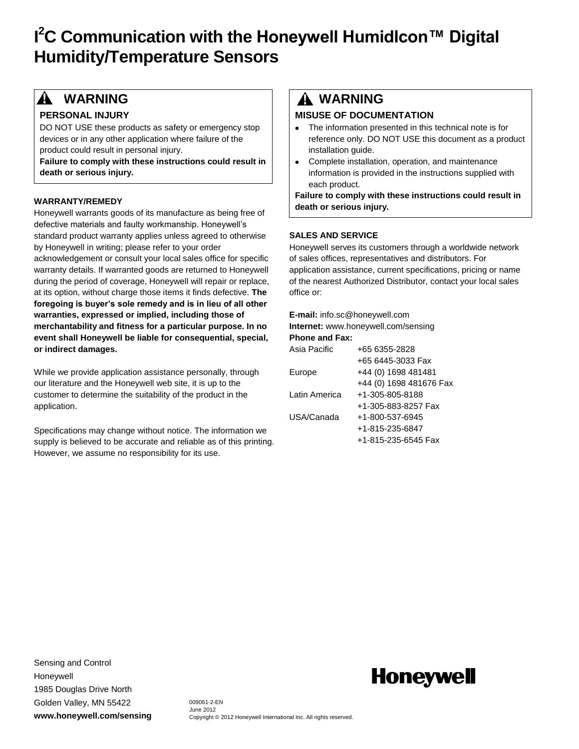# I$^2$C Communication with the Honeywell HumidIcon™ Digital Humidity/Temperature Sensors

## ⚠ WARNING

**PERSONAL INJURY**

DO NOT USE these products as safety or emergency stop devices or in any other application where failure of the product could result in personal injury.

**Failure to comply with these instructions could result in death or serious injury.**

### WARRANTY/REMEDY

Honeywell warrants goods of its manufacture as being free of defective materials and faulty workmanship. Honeywell's standard product warranty applies unless agreed to otherwise by Honeywell in writing; please refer to your order acknowledgement or consult your local sales office for specific warranty details. If warranted goods are returned to Honeywell during the period of coverage, Honeywell will repair or replace, at its option, without charge those items it finds defective. **The foregoing is buyer's sole remedy and is in lieu of all other warranties, expressed or implied, including those of merchantability and fitness for a particular purpose. In no event shall Honeywell be liable for consequential, special, or indirect damages.**

While we provide application assistance personally, through our literature and the Honeywell web site, it is up to the customer to determine the suitability of the product in the application.

Specifications may change without notice. The information we supply is believed to be accurate and reliable as of this printing. However, we assume no responsibility for its use.

## ⚠ WARNING

**MISUSE OF DOCUMENTATION**

- The information presented in this technical note is for reference only. DO NOT USE this document as a product installation guide.
- Complete installation, operation, and maintenance information is provided in the instructions supplied with each product.

**Failure to comply with these instructions could result in death or serious injury.**

### SALES AND SERVICE

Honeywell serves its customers through a worldwide network of sales offices, representatives and distributors. For application assistance, current specifications, pricing or name of the nearest Authorized Distributor, contact your local sales office or:

**E-mail:** info.sc@honeywell.com
**Internet:** www.honeywell.com/sensing
**Phone and Fax:**

| | |
|---|---|
| Asia Pacific | +65 6355-2828 |
| | +65 6445-3033 Fax |
| Europe | +44 (0) 1698 481481 |
| | +44 (0) 1698 481676 Fax |
| Latin America | +1-305-805-8188 |
| | +1-305-883-8257 Fax |
| USA/Canada | +1-800-537-6945 |
| | +1-815-235-6847 |
| | +1-815-235-6545 Fax |

Sensing and Control
Honeywell
1985 Douglas Drive North
Golden Valley, MN 55422
**www.honeywell.com/sensing**

009061-2-EN
June 2012
Copyright © 2012 Honeywell International Inc. All rights reserved.

**Honeywell**